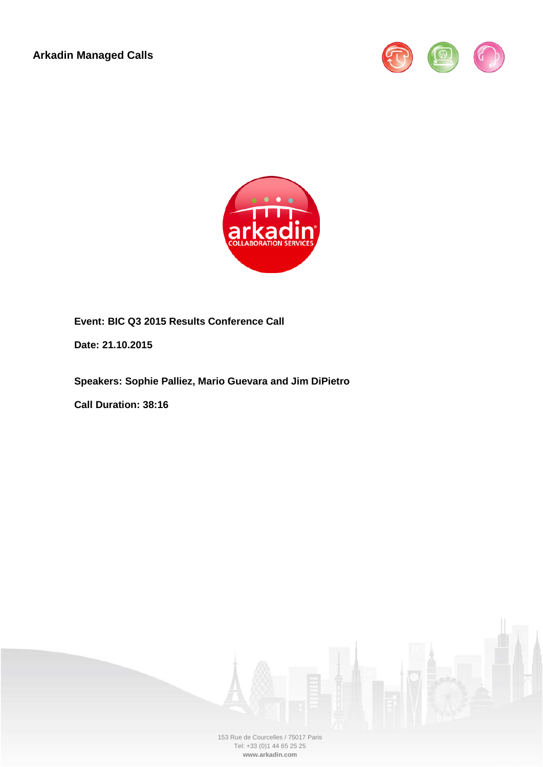**Arkadin Managed Calls**

**Event: BIC Q3 2015 Results Conference Call**

**Date: 21.10.2015**

**Speakers: Sophie Palliez, Mario Guevara and Jim DiPietro**

**Call Duration: 38:16**

153 Rue de Courcelles / 75017 Paris
Tel: +33 (0)1 44 65 25 25
**www.arkadin.com**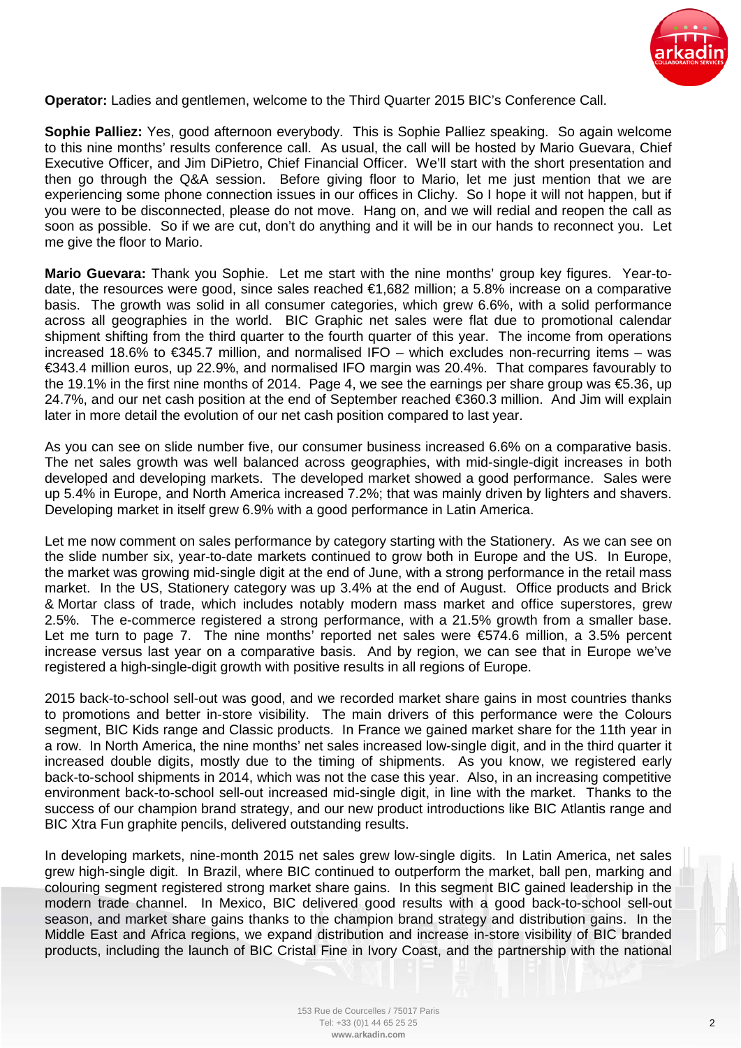**Operator:** Ladies and gentlemen, welcome to the Third Quarter 2015 BIC's Conference Call.

**Sophie Palliez:** Yes, good afternoon everybody. This is Sophie Palliez speaking. So again welcome to this nine months' results conference call. As usual, the call will be hosted by Mario Guevara, Chief Executive Officer, and Jim DiPietro, Chief Financial Officer. We'll start with the short presentation and then go through the Q&A session. Before giving floor to Mario, let me just mention that we are experiencing some phone connection issues in our offices in Clichy. So I hope it will not happen, but if you were to be disconnected, please do not move. Hang on, and we will redial and reopen the call as soon as possible. So if we are cut, don't do anything and it will be in our hands to reconnect you. Let me give the floor to Mario.

**Mario Guevara:** Thank you Sophie. Let me start with the nine months' group key figures. Year-to-date, the resources were good, since sales reached €1,682 million; a 5.8% increase on a comparative basis. The growth was solid in all consumer categories, which grew 6.6%, with a solid performance across all geographies in the world. BIC Graphic net sales were flat due to promotional calendar shipment shifting from the third quarter to the fourth quarter of this year. The income from operations increased 18.6% to €345.7 million, and normalised IFO – which excludes non-recurring items – was €343.4 million euros, up 22.9%, and normalised IFO margin was 20.4%. That compares favourably to the 19.1% in the first nine months of 2014. Page 4, we see the earnings per share group was €5.36, up 24.7%, and our net cash position at the end of September reached €360.3 million. And Jim will explain later in more detail the evolution of our net cash position compared to last year.

As you can see on slide number five, our consumer business increased 6.6% on a comparative basis. The net sales growth was well balanced across geographies, with mid-single-digit increases in both developed and developing markets. The developed market showed a good performance. Sales were up 5.4% in Europe, and North America increased 7.2%; that was mainly driven by lighters and shavers. Developing market in itself grew 6.9% with a good performance in Latin America.

Let me now comment on sales performance by category starting with the Stationery. As we can see on the slide number six, year-to-date markets continued to grow both in Europe and the US. In Europe, the market was growing mid-single digit at the end of June, with a strong performance in the retail mass market. In the US, Stationery category was up 3.4% at the end of August. Office products and Brick & Mortar class of trade, which includes notably modern mass market and office superstores, grew 2.5%. The e-commerce registered a strong performance, with a 21.5% growth from a smaller base. Let me turn to page 7. The nine months' reported net sales were €574.6 million, a 3.5% percent increase versus last year on a comparative basis. And by region, we can see that in Europe we've registered a high-single-digit growth with positive results in all regions of Europe.

2015 back-to-school sell-out was good, and we recorded market share gains in most countries thanks to promotions and better in-store visibility. The main drivers of this performance were the Colours segment, BIC Kids range and Classic products. In France we gained market share for the 11th year in a row. In North America, the nine months' net sales increased low-single digit, and in the third quarter it increased double digits, mostly due to the timing of shipments. As you know, we registered early back-to-school shipments in 2014, which was not the case this year. Also, in an increasing competitive environment back-to-school sell-out increased mid-single digit, in line with the market. Thanks to the success of our champion brand strategy, and our new product introductions like BIC Atlantis range and BIC Xtra Fun graphite pencils, delivered outstanding results.

In developing markets, nine-month 2015 net sales grew low-single digits. In Latin America, net sales grew high-single digit. In Brazil, where BIC continued to outperform the market, ball pen, marking and colouring segment registered strong market share gains. In this segment BIC gained leadership in the modern trade channel. In Mexico, BIC delivered good results with a good back-to-school sell-out season, and market share gains thanks to the champion brand strategy and distribution gains. In the Middle East and Africa regions, we expand distribution and increase in-store visibility of BIC branded products, including the launch of BIC Cristal Fine in Ivory Coast, and the partnership with the national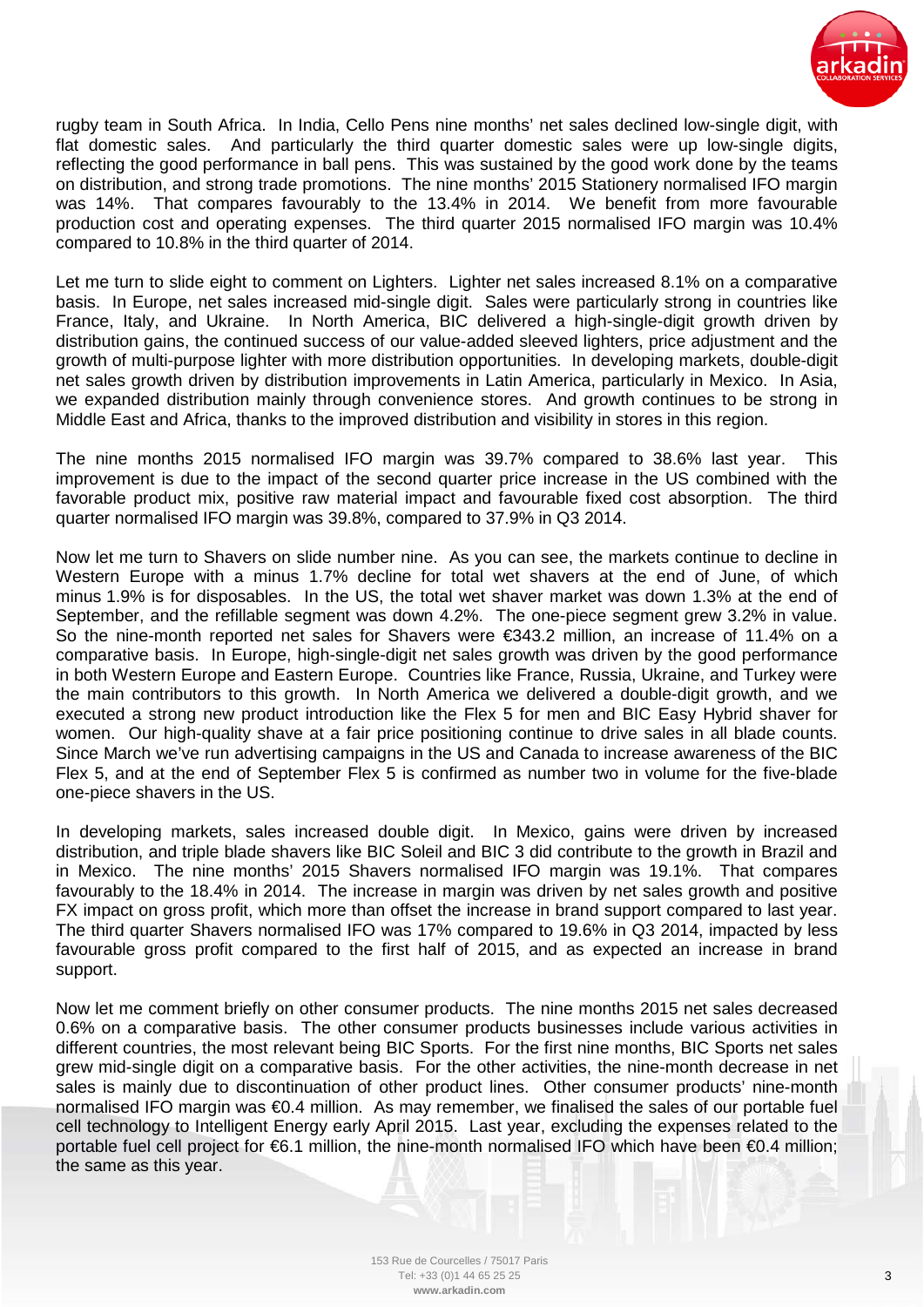rugby team in South Africa. In India, Cello Pens nine months' net sales declined low-single digit, with flat domestic sales. And particularly the third quarter domestic sales were up low-single digits, reflecting the good performance in ball pens. This was sustained by the good work done by the teams on distribution, and strong trade promotions. The nine months' 2015 Stationery normalised IFO margin was 14%. That compares favourably to the 13.4% in 2014. We benefit from more favourable production cost and operating expenses. The third quarter 2015 normalised IFO margin was 10.4% compared to 10.8% in the third quarter of 2014.

Let me turn to slide eight to comment on Lighters. Lighter net sales increased 8.1% on a comparative basis. In Europe, net sales increased mid-single digit. Sales were particularly strong in countries like France, Italy, and Ukraine. In North America, BIC delivered a high-single-digit growth driven by distribution gains, the continued success of our value-added sleeved lighters, price adjustment and the growth of multi-purpose lighter with more distribution opportunities. In developing markets, double-digit net sales growth driven by distribution improvements in Latin America, particularly in Mexico. In Asia, we expanded distribution mainly through convenience stores. And growth continues to be strong in Middle East and Africa, thanks to the improved distribution and visibility in stores in this region.

The nine months 2015 normalised IFO margin was 39.7% compared to 38.6% last year. This improvement is due to the impact of the second quarter price increase in the US combined with the favorable product mix, positive raw material impact and favourable fixed cost absorption. The third quarter normalised IFO margin was 39.8%, compared to 37.9% in Q3 2014.

Now let me turn to Shavers on slide number nine. As you can see, the markets continue to decline in Western Europe with a minus 1.7% decline for total wet shavers at the end of June, of which minus 1.9% is for disposables. In the US, the total wet shaver market was down 1.3% at the end of September, and the refillable segment was down 4.2%. The one-piece segment grew 3.2% in value. So the nine-month reported net sales for Shavers were €343.2 million, an increase of 11.4% on a comparative basis. In Europe, high-single-digit net sales growth was driven by the good performance in both Western Europe and Eastern Europe. Countries like France, Russia, Ukraine, and Turkey were the main contributors to this growth. In North America we delivered a double-digit growth, and we executed a strong new product introduction like the Flex 5 for men and BIC Easy Hybrid shaver for women. Our high-quality shave at a fair price positioning continue to drive sales in all blade counts. Since March we've run advertising campaigns in the US and Canada to increase awareness of the BIC Flex 5, and at the end of September Flex 5 is confirmed as number two in volume for the five-blade one-piece shavers in the US.

In developing markets, sales increased double digit. In Mexico, gains were driven by increased distribution, and triple blade shavers like BIC Soleil and BIC 3 did contribute to the growth in Brazil and in Mexico. The nine months' 2015 Shavers normalised IFO margin was 19.1%. That compares favourably to the 18.4% in 2014. The increase in margin was driven by net sales growth and positive FX impact on gross profit, which more than offset the increase in brand support compared to last year. The third quarter Shavers normalised IFO was 17% compared to 19.6% in Q3 2014, impacted by less favourable gross profit compared to the first half of 2015, and as expected an increase in brand support.

Now let me comment briefly on other consumer products. The nine months 2015 net sales decreased 0.6% on a comparative basis. The other consumer products businesses include various activities in different countries, the most relevant being BIC Sports. For the first nine months, BIC Sports net sales grew mid-single digit on a comparative basis. For the other activities, the nine-month decrease in net sales is mainly due to discontinuation of other product lines. Other consumer products' nine-month normalised IFO margin was €0.4 million. As may remember, we finalised the sales of our portable fuel cell technology to Intelligent Energy early April 2015. Last year, excluding the expenses related to the portable fuel cell project for €6.1 million, the nine-month normalised IFO which have been €0.4 million; the same as this year.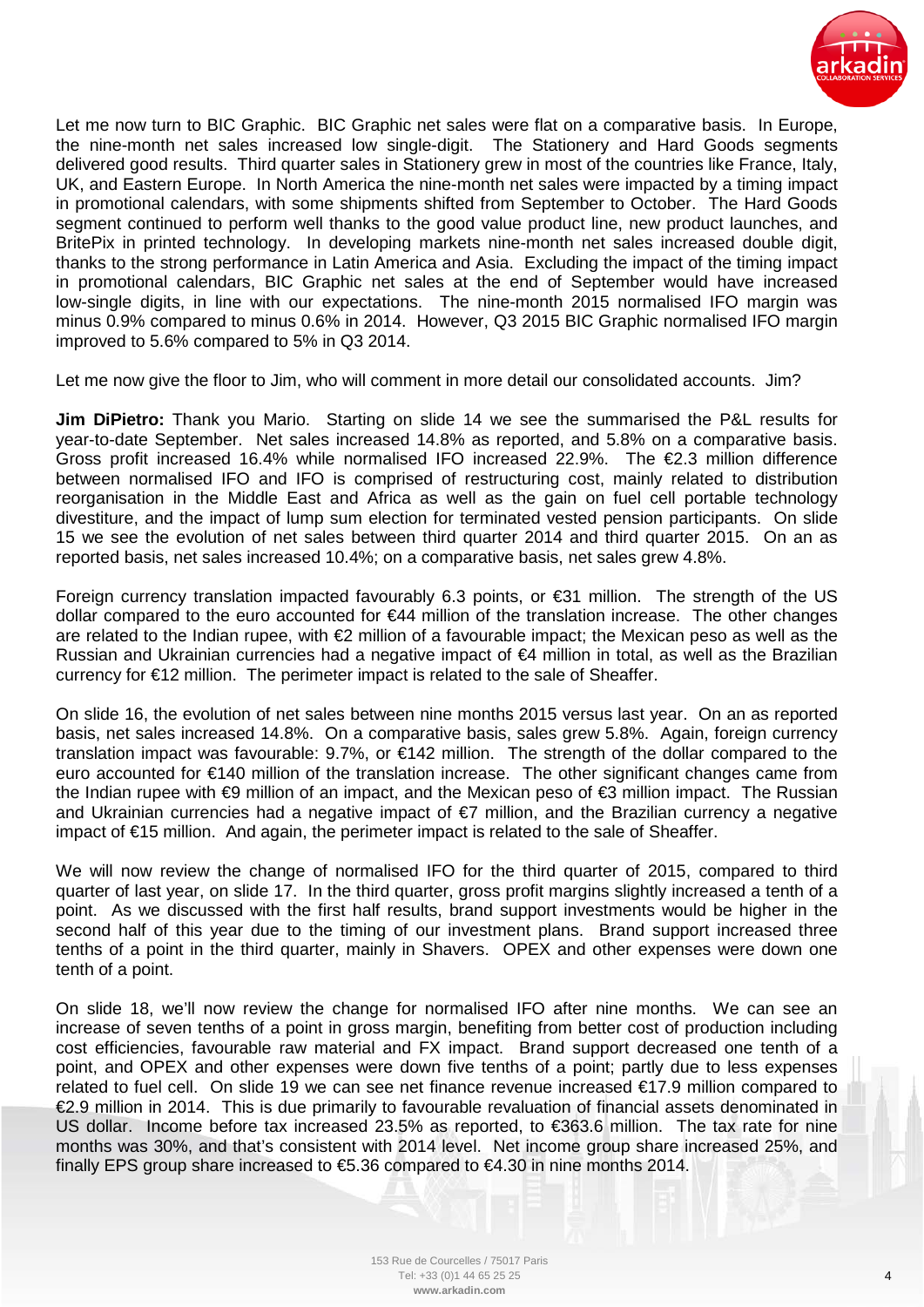Let me now turn to BIC Graphic. BIC Graphic net sales were flat on a comparative basis. In Europe, the nine-month net sales increased low single-digit. The Stationery and Hard Goods segments delivered good results. Third quarter sales in Stationery grew in most of the countries like France, Italy, UK, and Eastern Europe. In North America the nine-month net sales were impacted by a timing impact in promotional calendars, with some shipments shifted from September to October. The Hard Goods segment continued to perform well thanks to the good value product line, new product launches, and BritePix in printed technology. In developing markets nine-month net sales increased double digit, thanks to the strong performance in Latin America and Asia. Excluding the impact of the timing impact in promotional calendars, BIC Graphic net sales at the end of September would have increased low-single digits, in line with our expectations. The nine-month 2015 normalised IFO margin was minus 0.9% compared to minus 0.6% in 2014. However, Q3 2015 BIC Graphic normalised IFO margin improved to 5.6% compared to 5% in Q3 2014.

Let me now give the floor to Jim, who will comment in more detail our consolidated accounts. Jim?

**Jim DiPietro:** Thank you Mario. Starting on slide 14 we see the summarised the P&L results for year-to-date September. Net sales increased 14.8% as reported, and 5.8% on a comparative basis. Gross profit increased 16.4% while normalised IFO increased 22.9%. The €2.3 million difference between normalised IFO and IFO is comprised of restructuring cost, mainly related to distribution reorganisation in the Middle East and Africa as well as the gain on fuel cell portable technology divestiture, and the impact of lump sum election for terminated vested pension participants. On slide 15 we see the evolution of net sales between third quarter 2014 and third quarter 2015. On an as reported basis, net sales increased 10.4%; on a comparative basis, net sales grew 4.8%.

Foreign currency translation impacted favourably 6.3 points, or €31 million. The strength of the US dollar compared to the euro accounted for €44 million of the translation increase. The other changes are related to the Indian rupee, with €2 million of a favourable impact; the Mexican peso as well as the Russian and Ukrainian currencies had a negative impact of €4 million in total, as well as the Brazilian currency for €12 million. The perimeter impact is related to the sale of Sheaffer.

On slide 16, the evolution of net sales between nine months 2015 versus last year. On an as reported basis, net sales increased 14.8%. On a comparative basis, sales grew 5.8%. Again, foreign currency translation impact was favourable: 9.7%, or €142 million. The strength of the dollar compared to the euro accounted for €140 million of the translation increase. The other significant changes came from the Indian rupee with €9 million of an impact, and the Mexican peso of €3 million impact. The Russian and Ukrainian currencies had a negative impact of €7 million, and the Brazilian currency a negative impact of €15 million. And again, the perimeter impact is related to the sale of Sheaffer.

We will now review the change of normalised IFO for the third quarter of 2015, compared to third quarter of last year, on slide 17. In the third quarter, gross profit margins slightly increased a tenth of a point. As we discussed with the first half results, brand support investments would be higher in the second half of this year due to the timing of our investment plans. Brand support increased three tenths of a point in the third quarter, mainly in Shavers. OPEX and other expenses were down one tenth of a point.

On slide 18, we'll now review the change for normalised IFO after nine months. We can see an increase of seven tenths of a point in gross margin, benefiting from better cost of production including cost efficiencies, favourable raw material and FX impact. Brand support decreased one tenth of a point, and OPEX and other expenses were down five tenths of a point; partly due to less expenses related to fuel cell. On slide 19 we can see net finance revenue increased €17.9 million compared to €2.9 million in 2014. This is due primarily to favourable revaluation of financial assets denominated in US dollar. Income before tax increased 23.5% as reported, to €363.6 million. The tax rate for nine months was 30%, and that's consistent with 2014 level. Net income group share increased 25%, and finally EPS group share increased to €5.36 compared to €4.30 in nine months 2014.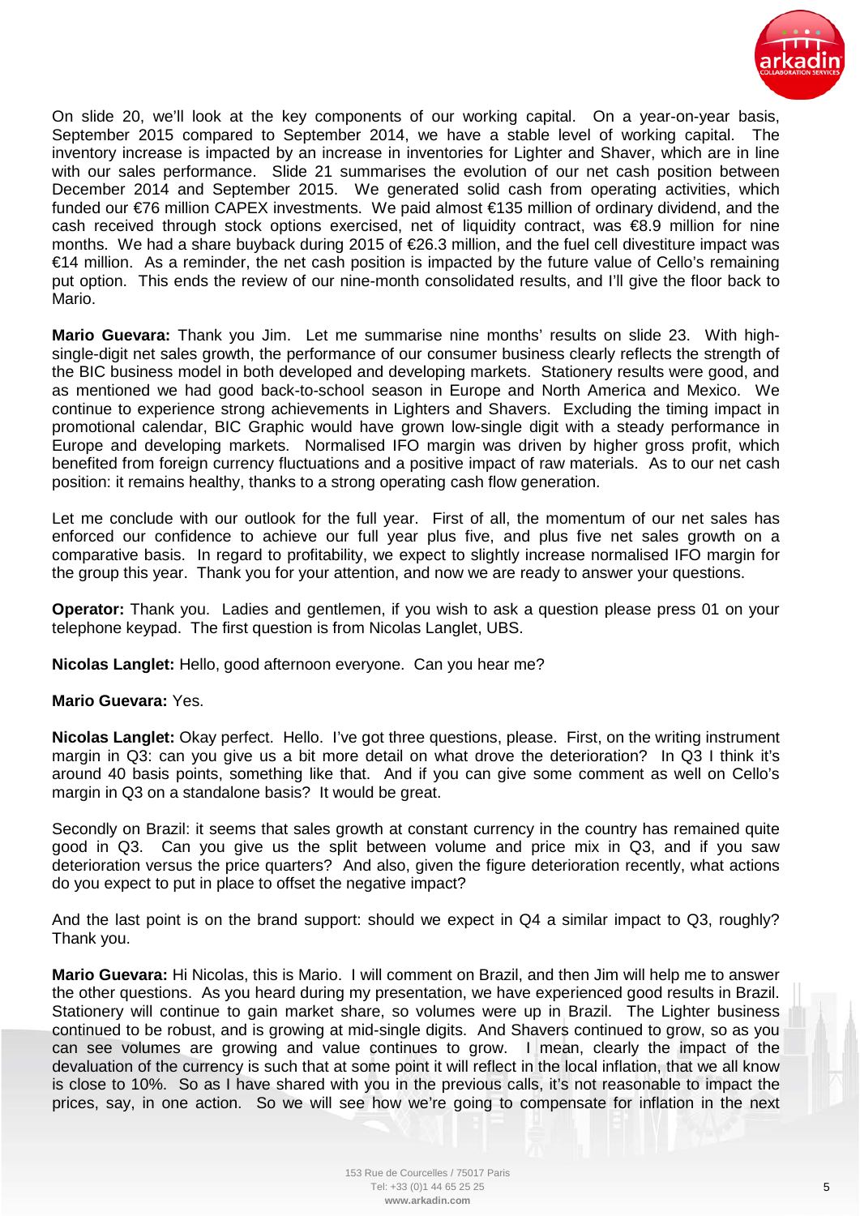On slide 20, we'll look at the key components of our working capital. On a year-on-year basis, September 2015 compared to September 2014, we have a stable level of working capital. The inventory increase is impacted by an increase in inventories for Lighter and Shaver, which are in line with our sales performance. Slide 21 summarises the evolution of our net cash position between December 2014 and September 2015. We generated solid cash from operating activities, which funded our €76 million CAPEX investments. We paid almost €135 million of ordinary dividend, and the cash received through stock options exercised, net of liquidity contract, was €8.9 million for nine months. We had a share buyback during 2015 of €26.3 million, and the fuel cell divestiture impact was €14 million. As a reminder, the net cash position is impacted by the future value of Cello's remaining put option. This ends the review of our nine-month consolidated results, and I'll give the floor back to Mario.

**Mario Guevara:** Thank you Jim. Let me summarise nine months' results on slide 23. With high-single-digit net sales growth, the performance of our consumer business clearly reflects the strength of the BIC business model in both developed and developing markets. Stationery results were good, and as mentioned we had good back-to-school season in Europe and North America and Mexico. We continue to experience strong achievements in Lighters and Shavers. Excluding the timing impact in promotional calendar, BIC Graphic would have grown low-single digit with a steady performance in Europe and developing markets. Normalised IFO margin was driven by higher gross profit, which benefited from foreign currency fluctuations and a positive impact of raw materials. As to our net cash position: it remains healthy, thanks to a strong operating cash flow generation.

Let me conclude with our outlook for the full year. First of all, the momentum of our net sales has enforced our confidence to achieve our full year plus five, and plus five net sales growth on a comparative basis. In regard to profitability, we expect to slightly increase normalised IFO margin for the group this year. Thank you for your attention, and now we are ready to answer your questions.

**Operator:** Thank you. Ladies and gentlemen, if you wish to ask a question please press 01 on your telephone keypad. The first question is from Nicolas Langlet, UBS.

**Nicolas Langlet:** Hello, good afternoon everyone. Can you hear me?

**Mario Guevara:** Yes.

**Nicolas Langlet:** Okay perfect. Hello. I've got three questions, please. First, on the writing instrument margin in Q3: can you give us a bit more detail on what drove the deterioration? In Q3 I think it's around 40 basis points, something like that. And if you can give some comment as well on Cello's margin in Q3 on a standalone basis? It would be great.

Secondly on Brazil: it seems that sales growth at constant currency in the country has remained quite good in Q3. Can you give us the split between volume and price mix in Q3, and if you saw deterioration versus the price quarters? And also, given the figure deterioration recently, what actions do you expect to put in place to offset the negative impact?

And the last point is on the brand support: should we expect in Q4 a similar impact to Q3, roughly? Thank you.

**Mario Guevara:** Hi Nicolas, this is Mario. I will comment on Brazil, and then Jim will help me to answer the other questions. As you heard during my presentation, we have experienced good results in Brazil. Stationery will continue to gain market share, so volumes were up in Brazil. The Lighter business continued to be robust, and is growing at mid-single digits. And Shavers continued to grow, so as you can see volumes are growing and value continues to grow. I mean, clearly the impact of the devaluation of the currency is such that at some point it will reflect in the local inflation, that we all know is close to 10%. So as I have shared with you in the previous calls, it's not reasonable to impact the prices, say, in one action. So we will see how we're going to compensate for inflation in the next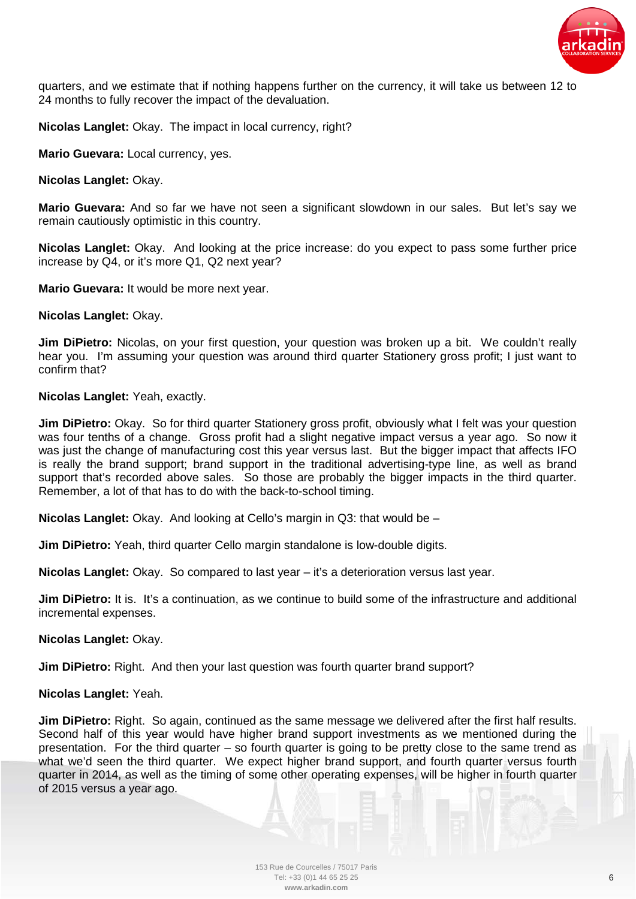quarters, and we estimate that if nothing happens further on the currency, it will take us between 12 to 24 months to fully recover the impact of the devaluation.

**Nicolas Langlet:** Okay. The impact in local currency, right?

**Mario Guevara:** Local currency, yes.

**Nicolas Langlet:** Okay.

**Mario Guevara:** And so far we have not seen a significant slowdown in our sales. But let's say we remain cautiously optimistic in this country.

**Nicolas Langlet:** Okay. And looking at the price increase: do you expect to pass some further price increase by Q4, or it's more Q1, Q2 next year?

**Mario Guevara:** It would be more next year.

**Nicolas Langlet:** Okay.

**Jim DiPietro:** Nicolas, on your first question, your question was broken up a bit. We couldn't really hear you. I'm assuming your question was around third quarter Stationery gross profit; I just want to confirm that?

**Nicolas Langlet:** Yeah, exactly.

**Jim DiPietro:** Okay. So for third quarter Stationery gross profit, obviously what I felt was your question was four tenths of a change. Gross profit had a slight negative impact versus a year ago. So now it was just the change of manufacturing cost this year versus last. But the bigger impact that affects IFO is really the brand support; brand support in the traditional advertising-type line, as well as brand support that's recorded above sales. So those are probably the bigger impacts in the third quarter. Remember, a lot of that has to do with the back-to-school timing.

**Nicolas Langlet:** Okay. And looking at Cello's margin in Q3: that would be –

**Jim DiPietro:** Yeah, third quarter Cello margin standalone is low-double digits.

**Nicolas Langlet:** Okay. So compared to last year – it's a deterioration versus last year.

**Jim DiPietro:** It is. It's a continuation, as we continue to build some of the infrastructure and additional incremental expenses.

**Nicolas Langlet:** Okay.

**Jim DiPietro:** Right. And then your last question was fourth quarter brand support?

**Nicolas Langlet:** Yeah.

**Jim DiPietro:** Right. So again, continued as the same message we delivered after the first half results. Second half of this year would have higher brand support investments as we mentioned during the presentation. For the third quarter – so fourth quarter is going to be pretty close to the same trend as what we'd seen the third quarter. We expect higher brand support, and fourth quarter versus fourth quarter in 2014, as well as the timing of some other operating expenses, will be higher in fourth quarter of 2015 versus a year ago.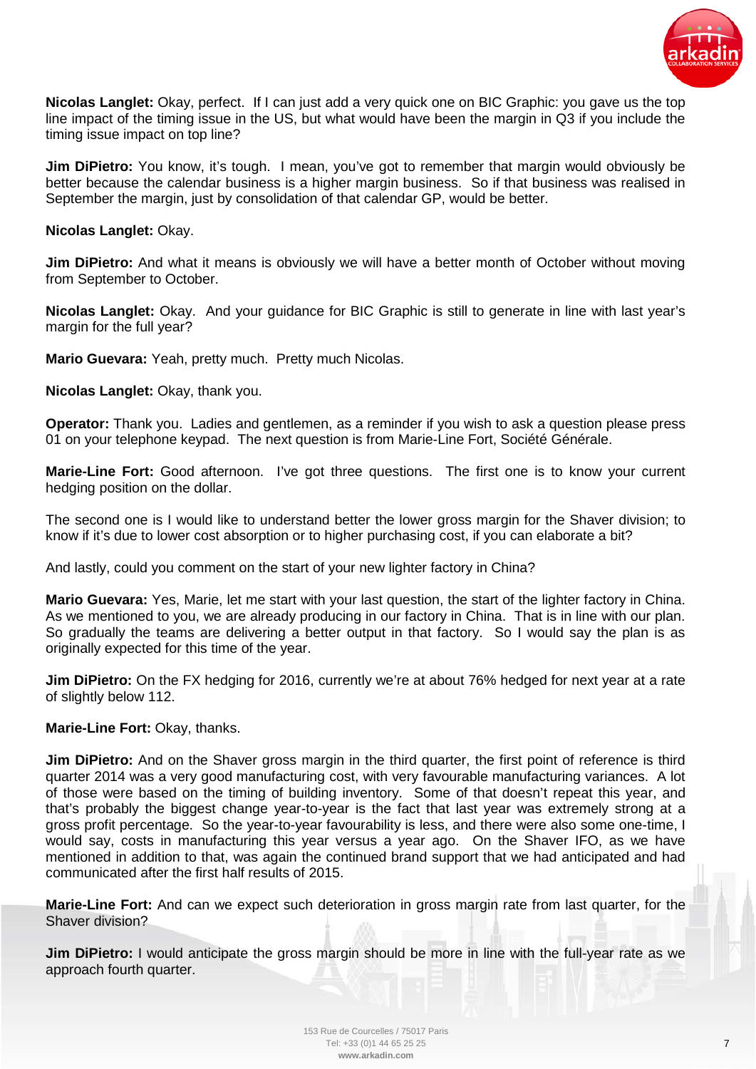**Nicolas Langlet:** Okay, perfect. If I can just add a very quick one on BIC Graphic: you gave us the top line impact of the timing issue in the US, but what would have been the margin in Q3 if you include the timing issue impact on top line?

**Jim DiPietro:** You know, it's tough. I mean, you've got to remember that margin would obviously be better because the calendar business is a higher margin business. So if that business was realised in September the margin, just by consolidation of that calendar GP, would be better.

**Nicolas Langlet:** Okay.

**Jim DiPietro:** And what it means is obviously we will have a better month of October without moving from September to October.

**Nicolas Langlet:** Okay. And your guidance for BIC Graphic is still to generate in line with last year's margin for the full year?

**Mario Guevara:** Yeah, pretty much. Pretty much Nicolas.

**Nicolas Langlet:** Okay, thank you.

**Operator:** Thank you. Ladies and gentlemen, as a reminder if you wish to ask a question please press 01 on your telephone keypad. The next question is from Marie-Line Fort, Société Générale.

**Marie-Line Fort:** Good afternoon. I've got three questions. The first one is to know your current hedging position on the dollar.

The second one is I would like to understand better the lower gross margin for the Shaver division; to know if it's due to lower cost absorption or to higher purchasing cost, if you can elaborate a bit?

And lastly, could you comment on the start of your new lighter factory in China?

**Mario Guevara:** Yes, Marie, let me start with your last question, the start of the lighter factory in China. As we mentioned to you, we are already producing in our factory in China. That is in line with our plan. So gradually the teams are delivering a better output in that factory. So I would say the plan is as originally expected for this time of the year.

**Jim DiPietro:** On the FX hedging for 2016, currently we're at about 76% hedged for next year at a rate of slightly below 112.

**Marie-Line Fort:** Okay, thanks.

**Jim DiPietro:** And on the Shaver gross margin in the third quarter, the first point of reference is third quarter 2014 was a very good manufacturing cost, with very favourable manufacturing variances. A lot of those were based on the timing of building inventory. Some of that doesn't repeat this year, and that's probably the biggest change year-to-year is the fact that last year was extremely strong at a gross profit percentage. So the year-to-year favourability is less, and there were also some one-time, I would say, costs in manufacturing this year versus a year ago. On the Shaver IFO, as we have mentioned in addition to that, was again the continued brand support that we had anticipated and had communicated after the first half results of 2015.

**Marie-Line Fort:** And can we expect such deterioration in gross margin rate from last quarter, for the Shaver division?

**Jim DiPietro:** I would anticipate the gross margin should be more in line with the full-year rate as we approach fourth quarter.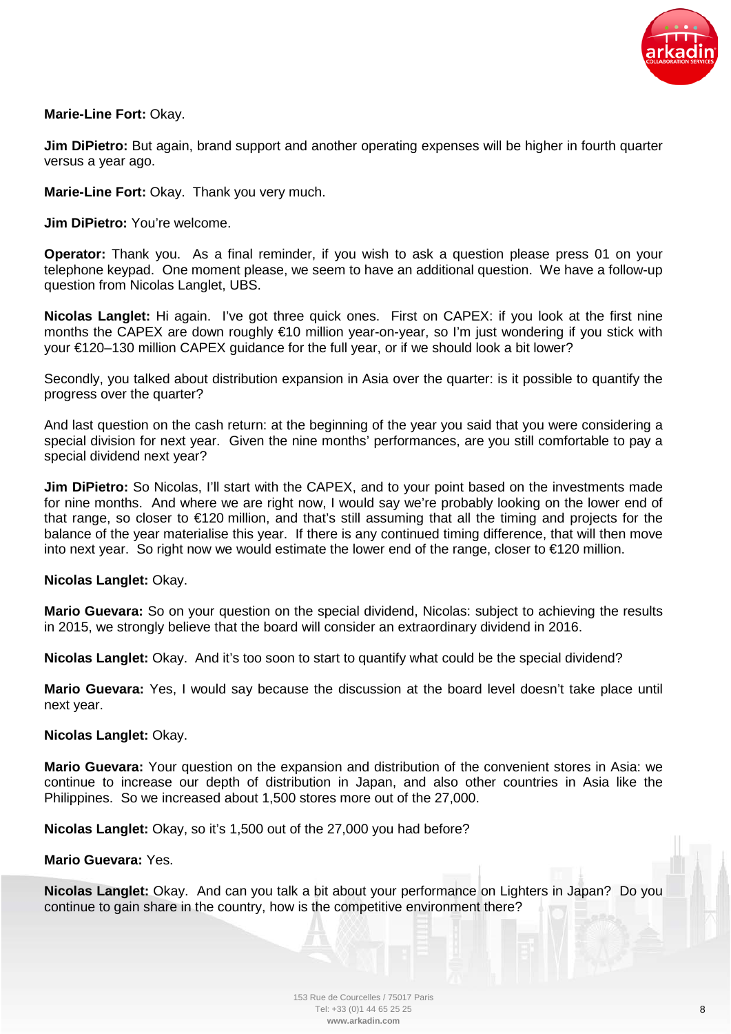**Marie-Line Fort:** Okay.

**Jim DiPietro:** But again, brand support and another operating expenses will be higher in fourth quarter versus a year ago.

**Marie-Line Fort:** Okay. Thank you very much.

**Jim DiPietro:** You're welcome.

**Operator:** Thank you. As a final reminder, if you wish to ask a question please press 01 on your telephone keypad. One moment please, we seem to have an additional question. We have a follow-up question from Nicolas Langlet, UBS.

**Nicolas Langlet:** Hi again. I've got three quick ones. First on CAPEX: if you look at the first nine months the CAPEX are down roughly €10 million year-on-year, so I'm just wondering if you stick with your €120–130 million CAPEX guidance for the full year, or if we should look a bit lower?

Secondly, you talked about distribution expansion in Asia over the quarter: is it possible to quantify the progress over the quarter?

And last question on the cash return: at the beginning of the year you said that you were considering a special division for next year. Given the nine months' performances, are you still comfortable to pay a special dividend next year?

**Jim DiPietro:** So Nicolas, I'll start with the CAPEX, and to your point based on the investments made for nine months. And where we are right now, I would say we're probably looking on the lower end of that range, so closer to €120 million, and that's still assuming that all the timing and projects for the balance of the year materialise this year. If there is any continued timing difference, that will then move into next year. So right now we would estimate the lower end of the range, closer to €120 million.

**Nicolas Langlet:** Okay.

**Mario Guevara:** So on your question on the special dividend, Nicolas: subject to achieving the results in 2015, we strongly believe that the board will consider an extraordinary dividend in 2016.

**Nicolas Langlet:** Okay. And it's too soon to start to quantify what could be the special dividend?

**Mario Guevara:** Yes, I would say because the discussion at the board level doesn't take place until next year.

**Nicolas Langlet:** Okay.

**Mario Guevara:** Your question on the expansion and distribution of the convenient stores in Asia: we continue to increase our depth of distribution in Japan, and also other countries in Asia like the Philippines. So we increased about 1,500 stores more out of the 27,000.

**Nicolas Langlet:** Okay, so it's 1,500 out of the 27,000 you had before?

**Mario Guevara:** Yes.

**Nicolas Langlet:** Okay. And can you talk a bit about your performance on Lighters in Japan? Do you continue to gain share in the country, how is the competitive environment there?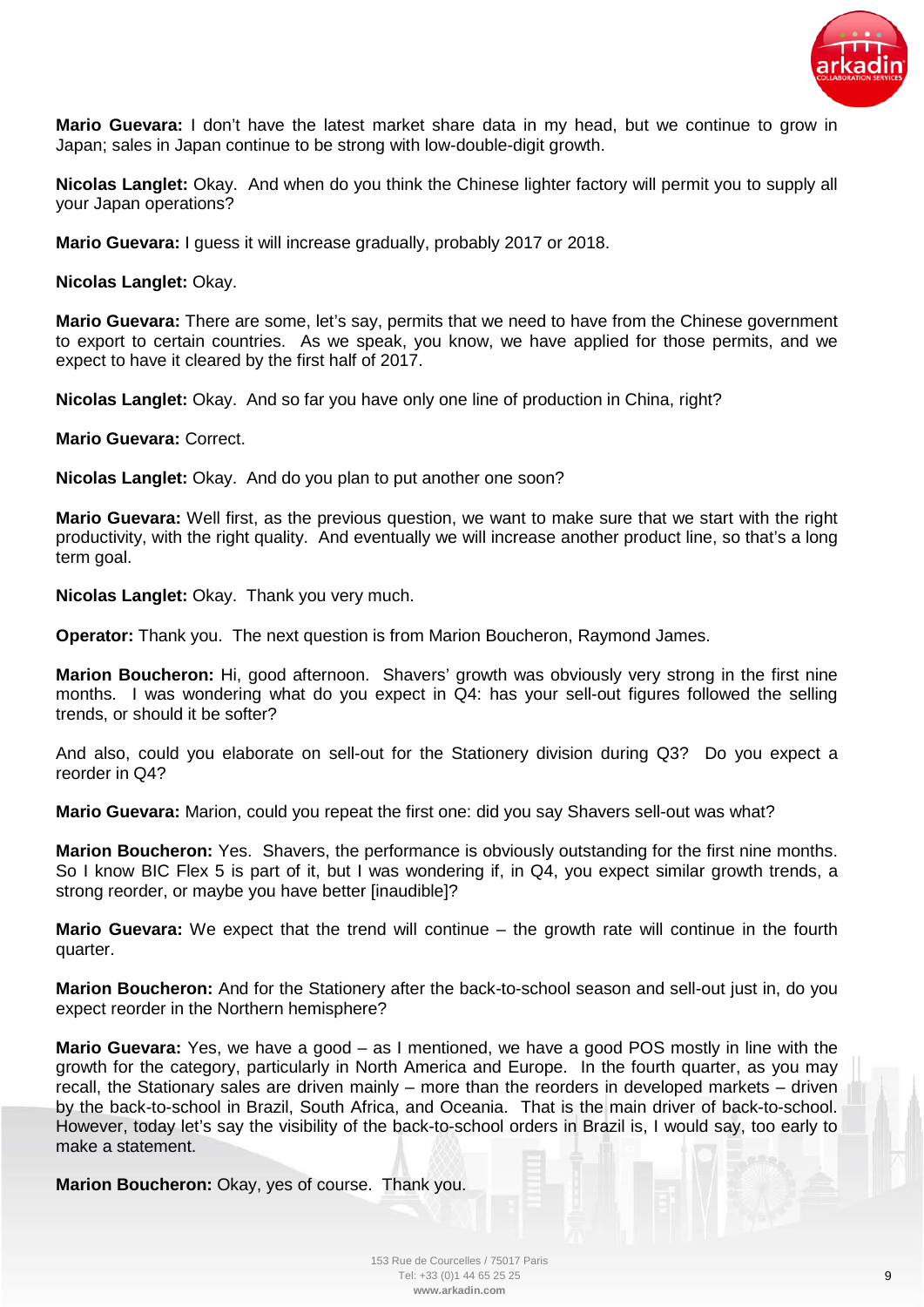**Mario Guevara:** I don't have the latest market share data in my head, but we continue to grow in Japan; sales in Japan continue to be strong with low-double-digit growth.

**Nicolas Langlet:** Okay. And when do you think the Chinese lighter factory will permit you to supply all your Japan operations?

**Mario Guevara:** I guess it will increase gradually, probably 2017 or 2018.

**Nicolas Langlet:** Okay.

**Mario Guevara:** There are some, let's say, permits that we need to have from the Chinese government to export to certain countries. As we speak, you know, we have applied for those permits, and we expect to have it cleared by the first half of 2017.

**Nicolas Langlet:** Okay. And so far you have only one line of production in China, right?

**Mario Guevara:** Correct.

**Nicolas Langlet:** Okay. And do you plan to put another one soon?

**Mario Guevara:** Well first, as the previous question, we want to make sure that we start with the right productivity, with the right quality. And eventually we will increase another product line, so that's a long term goal.

**Nicolas Langlet:** Okay. Thank you very much.

**Operator:** Thank you. The next question is from Marion Boucheron, Raymond James.

**Marion Boucheron:** Hi, good afternoon. Shavers' growth was obviously very strong in the first nine months. I was wondering what do you expect in Q4: has your sell-out figures followed the selling trends, or should it be softer?

And also, could you elaborate on sell-out for the Stationery division during Q3? Do you expect a reorder in Q4?

**Mario Guevara:** Marion, could you repeat the first one: did you say Shavers sell-out was what?

**Marion Boucheron:** Yes. Shavers, the performance is obviously outstanding for the first nine months. So I know BIC Flex 5 is part of it, but I was wondering if, in Q4, you expect similar growth trends, a strong reorder, or maybe you have better [inaudible]?

**Mario Guevara:** We expect that the trend will continue – the growth rate will continue in the fourth quarter.

**Marion Boucheron:** And for the Stationery after the back-to-school season and sell-out just in, do you expect reorder in the Northern hemisphere?

**Mario Guevara:** Yes, we have a good – as I mentioned, we have a good POS mostly in line with the growth for the category, particularly in North America and Europe. In the fourth quarter, as you may recall, the Stationary sales are driven mainly – more than the reorders in developed markets – driven by the back-to-school in Brazil, South Africa, and Oceania. That is the main driver of back-to-school. However, today let's say the visibility of the back-to-school orders in Brazil is, I would say, too early to make a statement.

**Marion Boucheron:** Okay, yes of course. Thank you.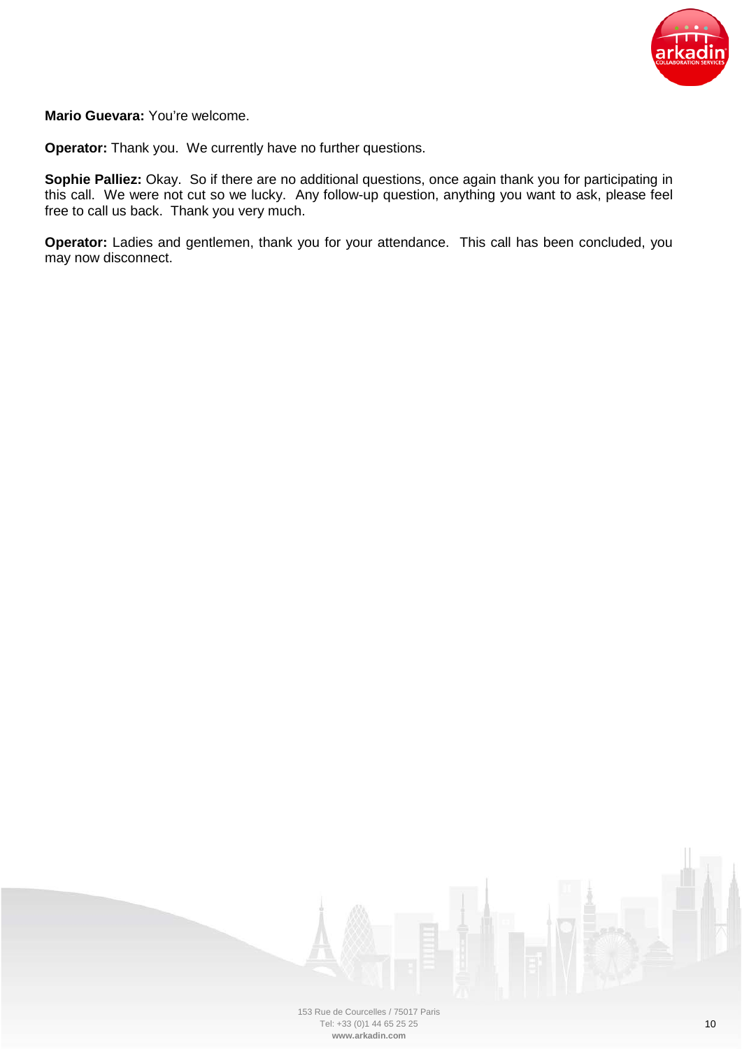**Mario Guevara:** You're welcome.

**Operator:** Thank you. We currently have no further questions.

**Sophie Palliez:** Okay. So if there are no additional questions, once again thank you for participating in this call. We were not cut so we lucky. Any follow-up question, anything you want to ask, please feel free to call us back. Thank you very much.

**Operator:** Ladies and gentlemen, thank you for your attendance. This call has been concluded, you may now disconnect.